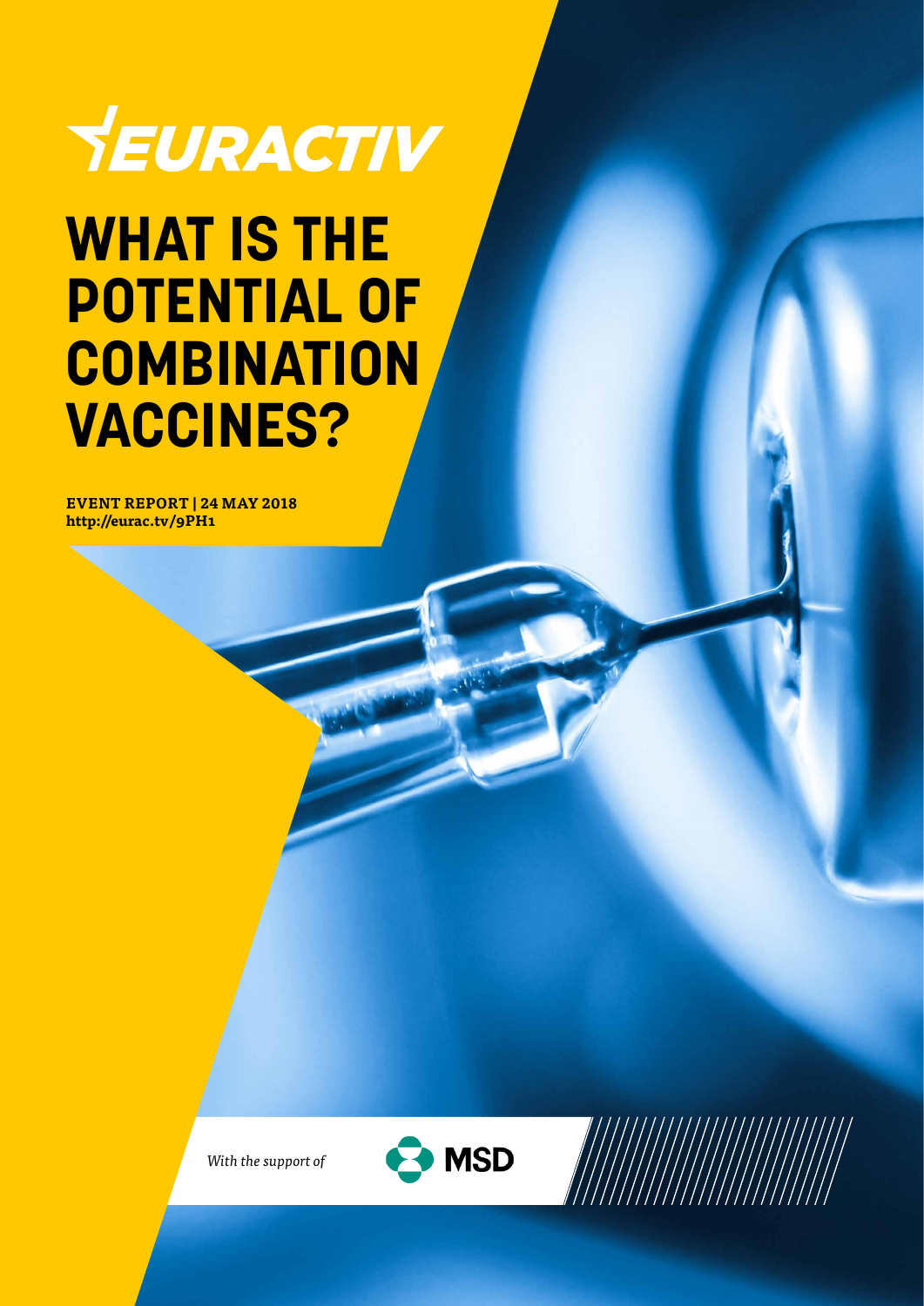EURACTIV

# WHAT IS THE POTENTIAL OF COMBINATION VACCINES?

**EVENT REPORT | 24 MAY 2018**
**http://eurac.tv/9PH1**

*With the support of* MSD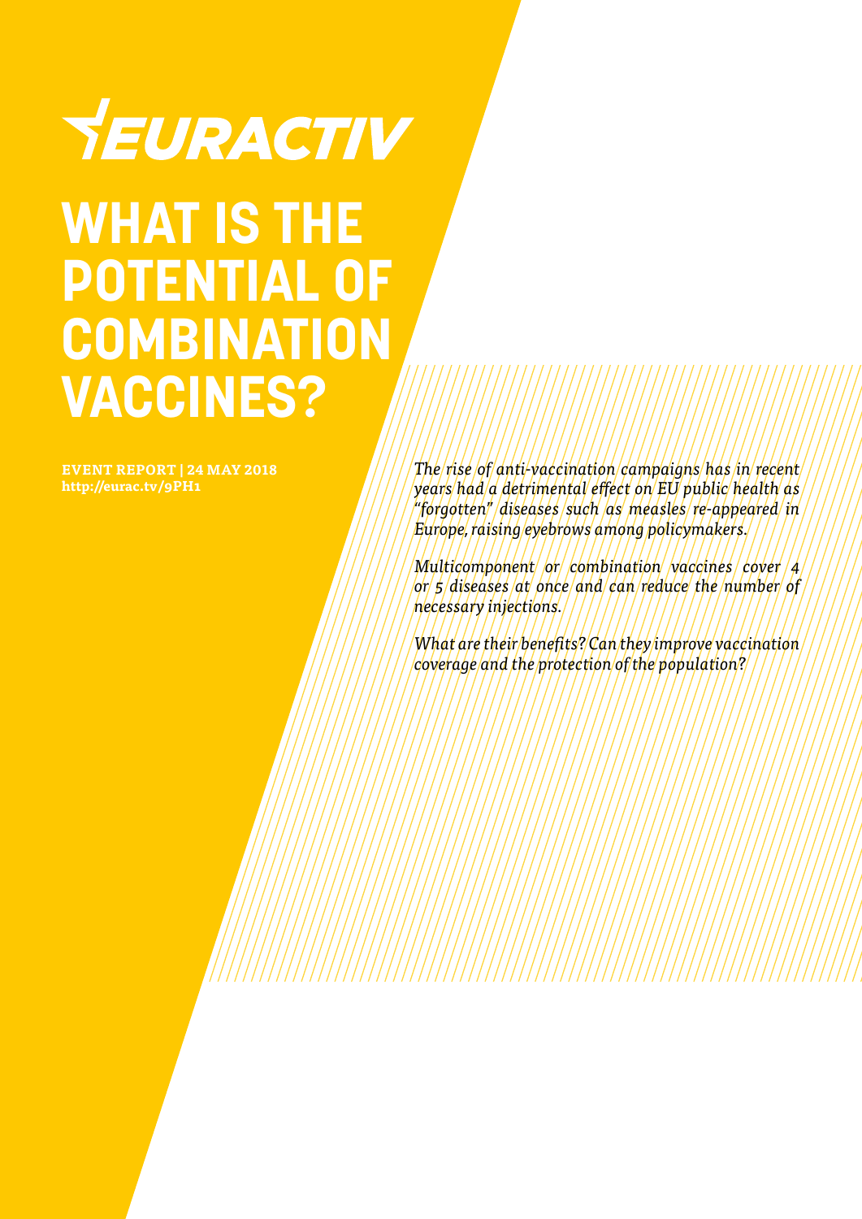EURACTIV

# WHAT IS THE POTENTIAL OF COMBINATION VACCINES?

**EVENT REPORT | 24 MAY 2018**
**http://eurac.tv/9PH1**

*The rise of anti-vaccination campaigns has in recent years had a detrimental effect on EU public health as "forgotten" diseases such as measles re-appeared in Europe, raising eyebrows among policymakers.*

*Multicomponent or combination vaccines cover 4 or 5 diseases at once and can reduce the number of necessary injections.*

*What are their benefits? Can they improve vaccination coverage and the protection of the population?*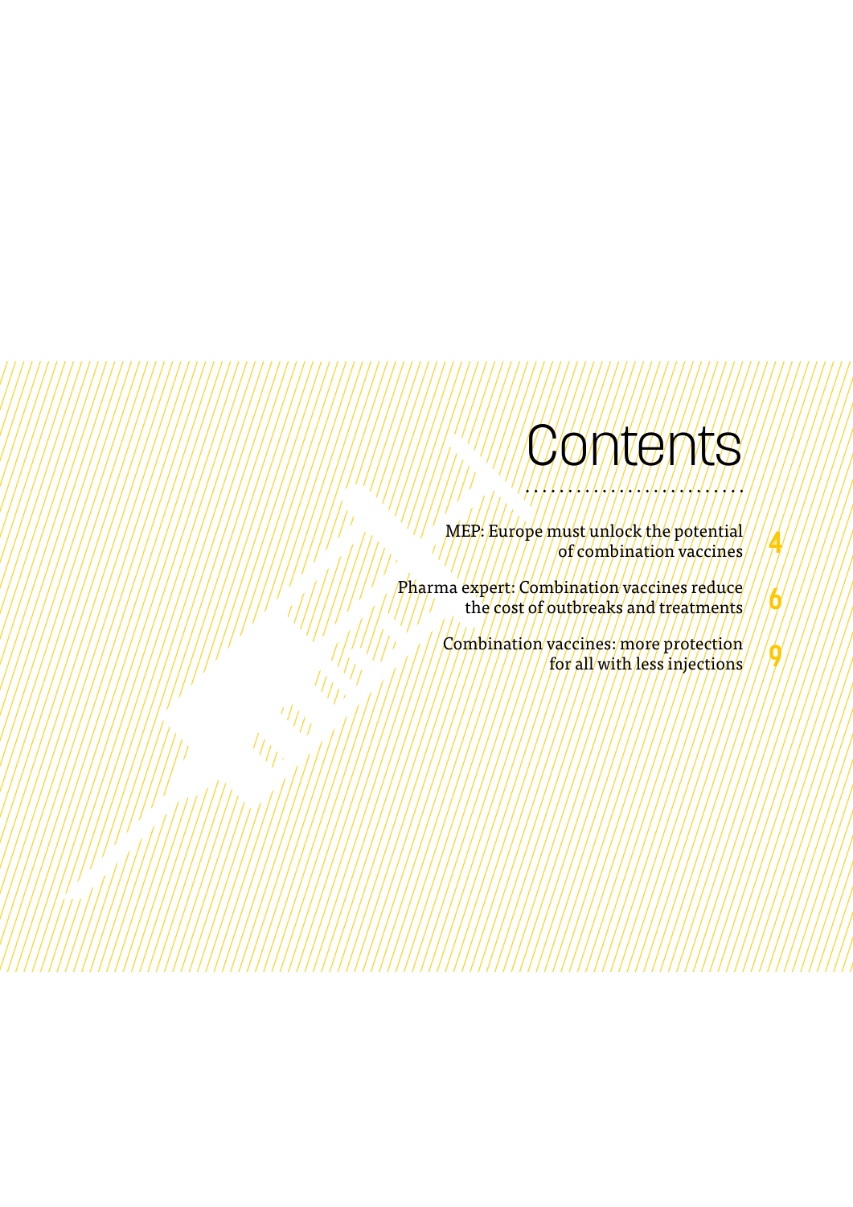# Contents

MEP: Europe must unlock the potential of combination vaccines 4

Pharma expert: Combination vaccines reduce the cost of outbreaks and treatments 6

Combination vaccines: more protection for all with less injections 9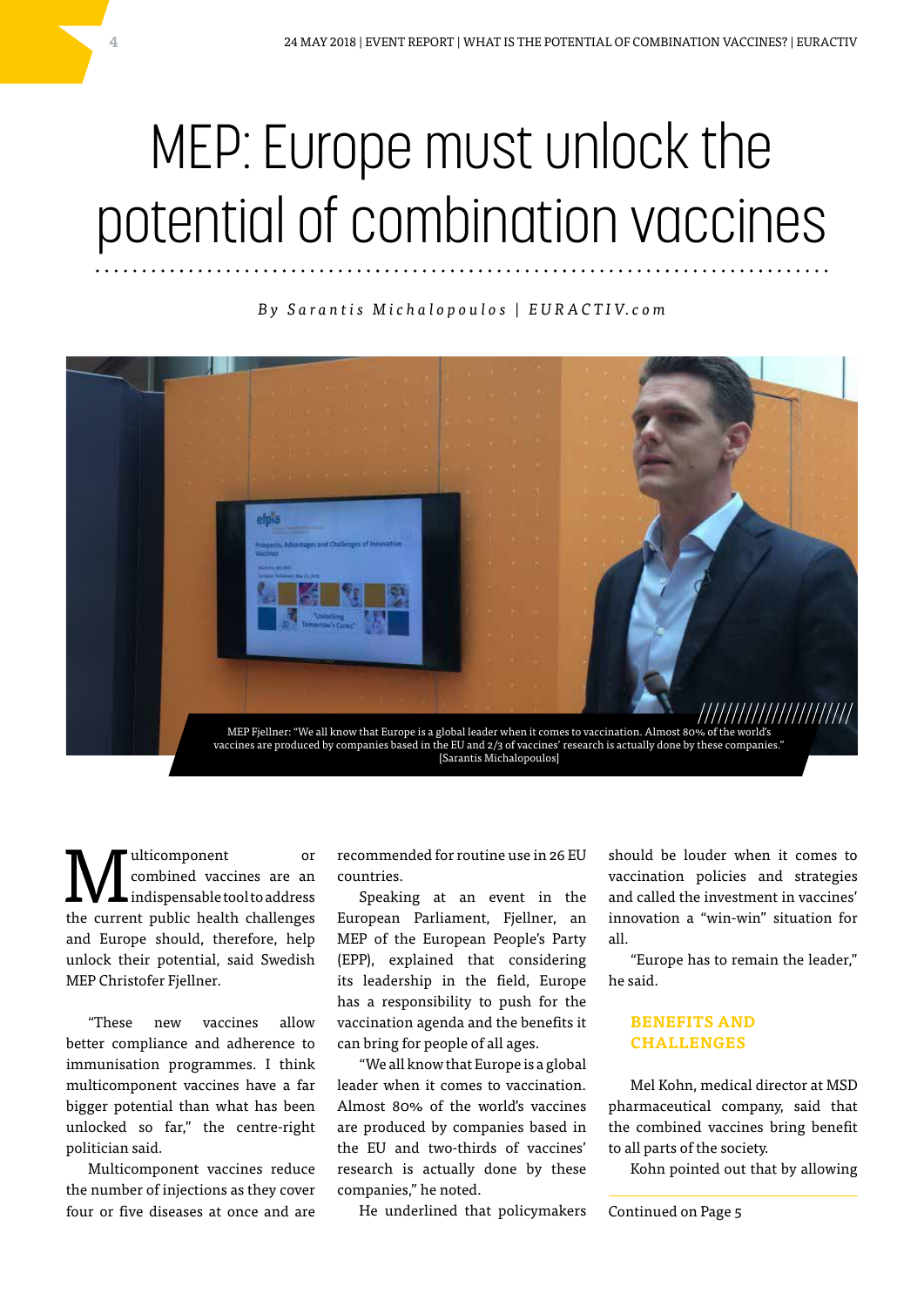# MEP: Europe must unlock the potential of combination vaccines

*By Sarantis Michalopoulos | EURACTIV.com*

MEP Fjellner: "We all know that Europe is a global leader when it comes to vaccination. Almost 80% of the world's vaccines are produced by companies based in the EU and 2/3 of vaccines' research is actually done by these companies." [Sarantis Michalopoulos]

Multicomponent or combined vaccines are an indispensable tool to address the current public health challenges and Europe should, therefore, help unlock their potential, said Swedish MEP Christofer Fjellner.

"These new vaccines allow better compliance and adherence to immunisation programmes. I think multicomponent vaccines have a far bigger potential than what has been unlocked so far," the centre-right politician said.

Multicomponent vaccines reduce the number of injections as they cover four or five diseases at once and are recommended for routine use in 26 EU countries.

Speaking at an event in the European Parliament, Fjellner, an MEP of the European People's Party (EPP), explained that considering its leadership in the field, Europe has a responsibility to push for the vaccination agenda and the benefits it can bring for people of all ages.

"We all know that Europe is a global leader when it comes to vaccination. Almost 80% of the world's vaccines are produced by companies based in the EU and two-thirds of vaccines' research is actually done by these companies," he noted.

He underlined that policymakers should be louder when it comes to vaccination policies and strategies and called the investment in vaccines' innovation a "win-win" situation for all.

"Europe has to remain the leader," he said.

## BENEFITS AND CHALLENGES

Mel Kohn, medical director at MSD pharmaceutical company, said that the combined vaccines bring benefit to all parts of the society.

Kohn pointed out that by allowing

Continued on Page 5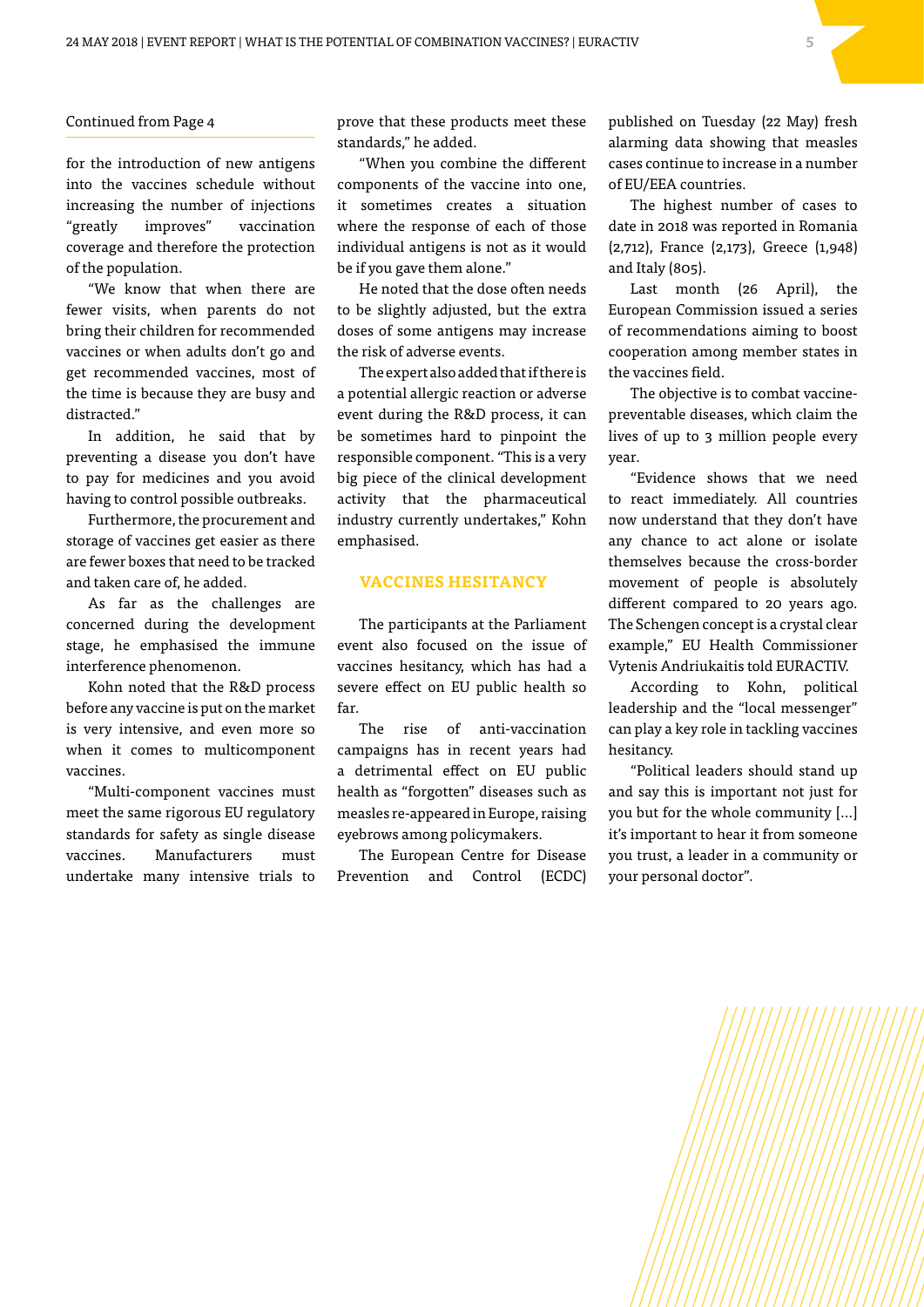Continued from Page 4

for the introduction of new antigens into the vaccines schedule without increasing the number of injections "greatly improves" vaccination coverage and therefore the protection of the population.

"We know that when there are fewer visits, when parents do not bring their children for recommended vaccines or when adults don't go and get recommended vaccines, most of the time is because they are busy and distracted."

In addition, he said that by preventing a disease you don't have to pay for medicines and you avoid having to control possible outbreaks.

Furthermore, the procurement and storage of vaccines get easier as there are fewer boxes that need to be tracked and taken care of, he added.

As far as the challenges are concerned during the development stage, he emphasised the immune interference phenomenon.

Kohn noted that the R&D process before any vaccine is put on the market is very intensive, and even more so when it comes to multicomponent vaccines.

"Multi-component vaccines must meet the same rigorous EU regulatory standards for safety as single disease vaccines. Manufacturers must undertake many intensive trials to prove that these products meet these standards," he added.

"When you combine the different components of the vaccine into one, it sometimes creates a situation where the response of each of those individual antigens is not as it would be if you gave them alone."

He noted that the dose often needs to be slightly adjusted, but the extra doses of some antigens may increase the risk of adverse events.

The expert also added that if there is a potential allergic reaction or adverse event during the R&D process, it can be sometimes hard to pinpoint the responsible component. "This is a very big piece of the clinical development activity that the pharmaceutical industry currently undertakes," Kohn emphasised.

## VACCINES HESITANCY

The participants at the Parliament event also focused on the issue of vaccines hesitancy, which has had a severe effect on EU public health so far.

The rise of anti-vaccination campaigns has in recent years had a detrimental effect on EU public health as "forgotten" diseases such as measles re-appeared in Europe, raising eyebrows among policymakers.

The European Centre for Disease Prevention and Control (ECDC) published on Tuesday (22 May) fresh alarming data showing that measles cases continue to increase in a number of EU/EEA countries.

The highest number of cases to date in 2018 was reported in Romania (2,712), France (2,173), Greece (1,948) and Italy (805).

Last month (26 April), the European Commission issued a series of recommendations aiming to boost cooperation among member states in the vaccines field.

The objective is to combat vaccine-preventable diseases, which claim the lives of up to 3 million people every year.

"Evidence shows that we need to react immediately. All countries now understand that they don't have any chance to act alone or isolate themselves because the cross-border movement of people is absolutely different compared to 20 years ago. The Schengen concept is a crystal clear example," EU Health Commissioner Vytenis Andriukaitis told EURACTIV.

According to Kohn, political leadership and the "local messenger" can play a key role in tackling vaccines hesitancy.

"Political leaders should stand up and say this is important not just for you but for the whole community […] it's important to hear it from someone you trust, a leader in a community or your personal doctor".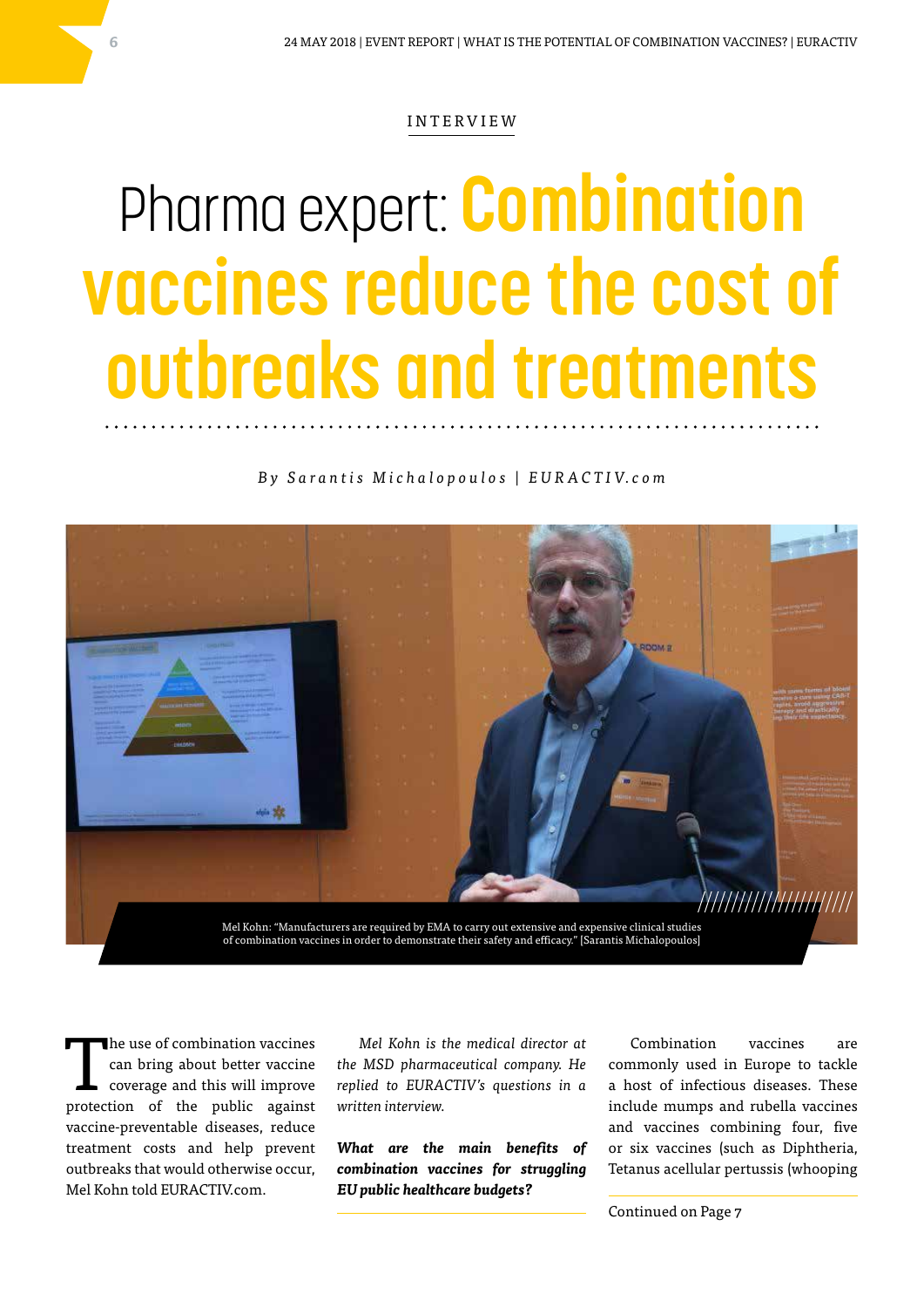INTERVIEW

# Pharma expert: Combination vaccines reduce the cost of outbreaks and treatments

*By Sarantis Michalopoulos | EURACTIV.com*

Mel Kohn: "Manufacturers are required by EMA to carry out extensive and expensive clinical studies of combination vaccines in order to demonstrate their safety and efficacy." [Sarantis Michalopoulos]

The use of combination vaccines can bring about better vaccine coverage and this will improve protection of the public against vaccine-preventable diseases, reduce treatment costs and help prevent outbreaks that would otherwise occur, Mel Kohn told EURACTIV.com.

*Mel Kohn is the medical director at the MSD pharmaceutical company. He replied to EURACTIV's questions in a written interview.*

***What are the main benefits of combination vaccines for struggling EU public healthcare budgets?***

Combination vaccines are commonly used in Europe to tackle a host of infectious diseases. These include mumps and rubella vaccines and vaccines combining four, five or six vaccines (such as Diphtheria, Tetanus acellular pertussis (whooping

Continued on Page 7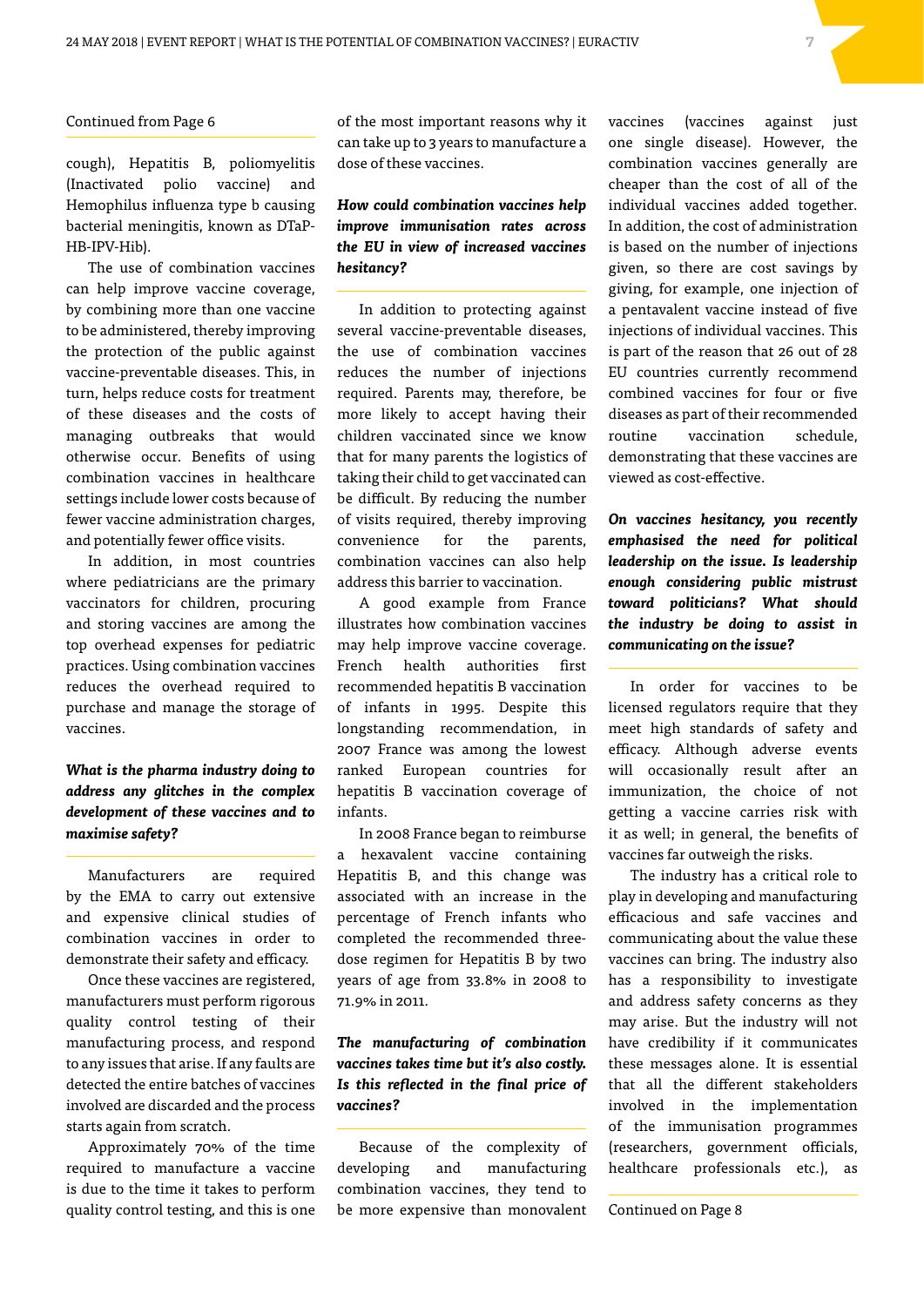Continued from Page 6

cough), Hepatitis B, poliomyelitis (Inactivated polio vaccine) and Hemophilus influenza type b causing bacterial meningitis, known as DTaP-HB-IPV-Hib).

The use of combination vaccines can help improve vaccine coverage, by combining more than one vaccine to be administered, thereby improving the protection of the public against vaccine-preventable diseases. This, in turn, helps reduce costs for treatment of these diseases and the costs of managing outbreaks that would otherwise occur. Benefits of using combination vaccines in healthcare settings include lower costs because of fewer vaccine administration charges, and potentially fewer office visits.

In addition, in most countries where pediatricians are the primary vaccinators for children, procuring and storing vaccines are among the top overhead expenses for pediatric practices. Using combination vaccines reduces the overhead required to purchase and manage the storage of vaccines.

***What is the pharma industry doing to address any glitches in the complex development of these vaccines and to maximise safety?***

Manufacturers are required by the EMA to carry out extensive and expensive clinical studies of combination vaccines in order to demonstrate their safety and efficacy.

Once these vaccines are registered, manufacturers must perform rigorous quality control testing of their manufacturing process, and respond to any issues that arise. If any faults are detected the entire batches of vaccines involved are discarded and the process starts again from scratch.

Approximately 70% of the time required to manufacture a vaccine is due to the time it takes to perform quality control testing, and this is one of the most important reasons why it can take up to 3 years to manufacture a dose of these vaccines.

***How could combination vaccines help improve immunisation rates across the EU in view of increased vaccines hesitancy?***

In addition to protecting against several vaccine-preventable diseases, the use of combination vaccines reduces the number of injections required. Parents may, therefore, be more likely to accept having their children vaccinated since we know that for many parents the logistics of taking their child to get vaccinated can be difficult. By reducing the number of visits required, thereby improving convenience for the parents, combination vaccines can also help address this barrier to vaccination.

A good example from France illustrates how combination vaccines may help improve vaccine coverage. French health authorities first recommended hepatitis B vaccination of infants in 1995. Despite this longstanding recommendation, in 2007 France was among the lowest ranked European countries for hepatitis B vaccination coverage of infants.

In 2008 France began to reimburse a hexavalent vaccine containing Hepatitis B, and this change was associated with an increase in the percentage of French infants who completed the recommended three-dose regimen for Hepatitis B by two years of age from 33.8% in 2008 to 71.9% in 2011.

***The manufacturing of combination vaccines takes time but it's also costly. Is this reflected in the final price of vaccines?***

Because of the complexity of developing and manufacturing combination vaccines, they tend to be more expensive than monovalent vaccines (vaccines against just one single disease). However, the combination vaccines generally are cheaper than the cost of all of the individual vaccines added together. In addition, the cost of administration is based on the number of injections given, so there are cost savings by giving, for example, one injection of a pentavalent vaccine instead of five injections of individual vaccines. This is part of the reason that 26 out of 28 EU countries currently recommend combined vaccines for four or five diseases as part of their recommended routine vaccination schedule, demonstrating that these vaccines are viewed as cost-effective.

***On vaccines hesitancy, you recently emphasised the need for political leadership on the issue. Is leadership enough considering public mistrust toward politicians? What should the industry be doing to assist in communicating on the issue?***

In order for vaccines to be licensed regulators require that they meet high standards of safety and efficacy. Although adverse events will occasionally result after an immunization, the choice of not getting a vaccine carries risk with it as well; in general, the benefits of vaccines far outweigh the risks.

The industry has a critical role to play in developing and manufacturing efficacious and safe vaccines and communicating about the value these vaccines can bring. The industry also has a responsibility to investigate and address safety concerns as they may arise. But the industry will not have credibility if it communicates these messages alone. It is essential that all the different stakeholders involved in the implementation of the immunisation programmes (researchers, government officials, healthcare professionals etc.), as

Continued on Page 8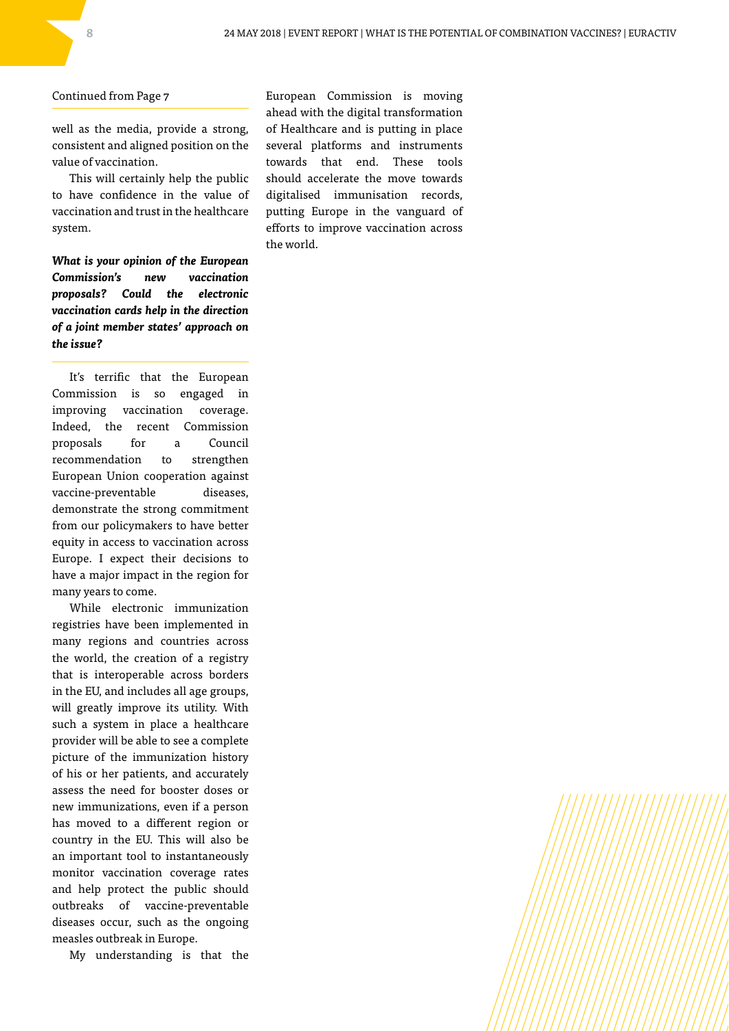Continued from Page 7

well as the media, provide a strong, consistent and aligned position on the value of vaccination.

This will certainly help the public to have confidence in the value of vaccination and trust in the healthcare system.

***What is your opinion of the European Commission's new vaccination proposals? Could the electronic vaccination cards help in the direction of a joint member states' approach on the issue?***

It's terrific that the European Commission is so engaged in improving vaccination coverage. Indeed, the recent Commission proposals for a Council recommendation to strengthen European Union cooperation against vaccine-preventable diseases, demonstrate the strong commitment from our policymakers to have better equity in access to vaccination across Europe. I expect their decisions to have a major impact in the region for many years to come.

While electronic immunization registries have been implemented in many regions and countries across the world, the creation of a registry that is interoperable across borders in the EU, and includes all age groups, will greatly improve its utility. With such a system in place a healthcare provider will be able to see a complete picture of the immunization history of his or her patients, and accurately assess the need for booster doses or new immunizations, even if a person has moved to a different region or country in the EU. This will also be an important tool to instantaneously monitor vaccination coverage rates and help protect the public should outbreaks of vaccine-preventable diseases occur, such as the ongoing measles outbreak in Europe.

My understanding is that the European Commission is moving ahead with the digital transformation of Healthcare and is putting in place several platforms and instruments towards that end. These tools should accelerate the move towards digitalised immunisation records, putting Europe in the vanguard of efforts to improve vaccination across the world.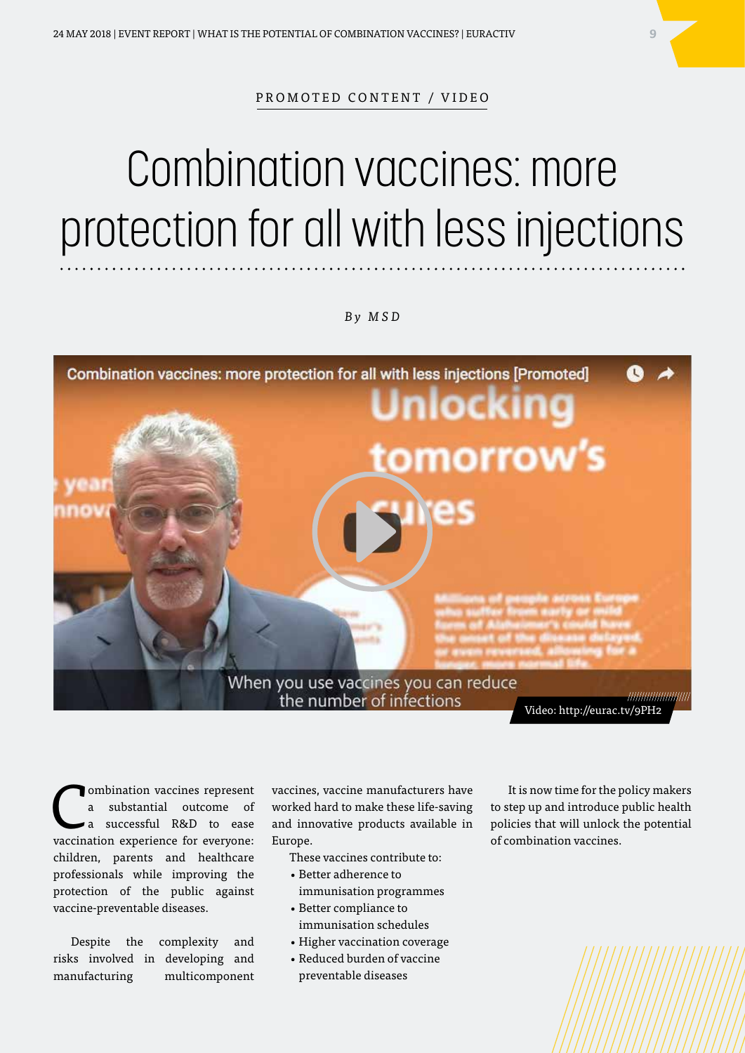PROMOTED CONTENT / VIDEO

# Combination vaccines: more protection for all with less injections

*By MSD*

Video: http://eurac.tv/9PH2

Combination vaccines represent a substantial outcome of a successful R&D to ease vaccination experience for everyone: children, parents and healthcare professionals while improving the protection of the public against vaccine-preventable diseases.

Despite the complexity and risks involved in developing and manufacturing multicomponent vaccines, vaccine manufacturers have worked hard to make these life-saving and innovative products available in Europe.

These vaccines contribute to:

- Better adherence to immunisation programmes
- Better compliance to immunisation schedules
- Higher vaccination coverage
- Reduced burden of vaccine preventable diseases

It is now time for the policy makers to step up and introduce public health policies that will unlock the potential of combination vaccines.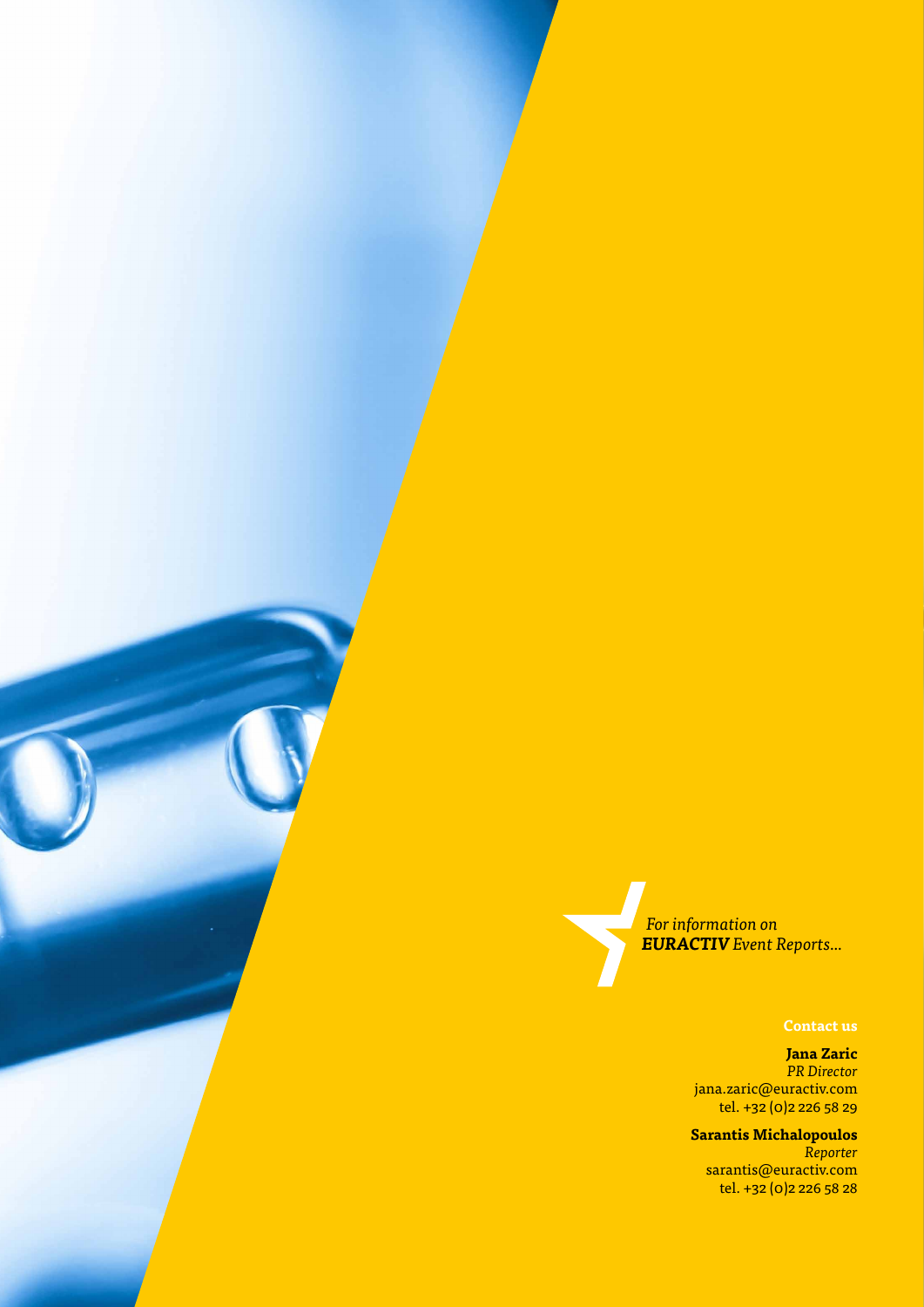*For information on*
***EURACTIV** Event Reports...*

**Contact us**

**Jana Zaric**
*PR Director*
jana.zaric@euractiv.com
tel. +32 (0)2 226 58 29

**Sarantis Michalopoulos**
*Reporter*
sarantis@euractiv.com
tel. +32 (0)2 226 58 28